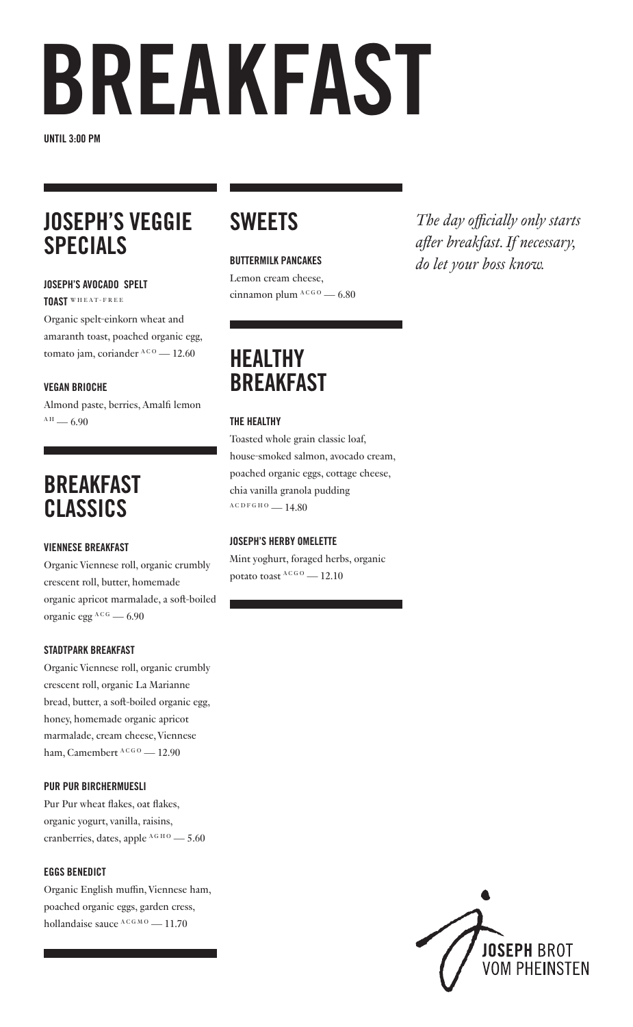# BREAKFAST

**UNTIL 3:00 PM**

## JOSEPH'S VEGGIE SPECIALS

**JOSEPH'S AVOCADO SPELT TOAST** WHEAT-FREE

Organic spelt-einkorn wheat and amaranth toast, poached organic egg, tomato jam, coriander ACO — 12.60

**VEGAN BRIOCHE**

Almond paste, berries, Amalfi lemon AH — 6.90

## BREAKFAST CLASSICS

**VIENNESE BREAKFAST**

Organic Viennese roll, organic crumbly crescent roll, butter, homemade organic apricot marmalade, a soft-boiled organic egg ACG — 6.90

**STADTPARK BREAKFAST**

Organic Viennese roll, organic crumbly crescent roll, organic La Marianne bread, butter, a soft-boiled organic egg, honey, homemade organic apricot marmalade, cream cheese, Viennese ham, Camembert ACGO — 12.90

**PUR PUR BIRCHERMUESLI**

Pur Pur wheat flakes, oat flakes, organic yogurt, vanilla, raisins, cranberries, dates, apple AGHO — 5.60

**EGGS BENEDICT**

Organic English muffin, Viennese ham, poached organic eggs, garden cress, hollandaise sauce ACGMO — 11.70

## SWEETS

**BUTTERMILK PANCAKES**

Lemon cream cheese, cinnamon plum ACGO — 6.80

## HEALTHY BREAKFAST

**THE HEALTHY**

Toasted whole grain classic loaf, house-smoked salmon, avocado cream, poached organic eggs, cottage cheese, chia vanilla granola pudding ACDFGHO — 14.80

**JOSEPH'S HERBY OMELETTE**

Mint yoghurt, foraged herbs, organic potato toast ACGO — 12.10

*The day officially only starts after breakfast. If necessary, do let your boss know.*

**JOSEPH** BROT VOM PHEINSTEN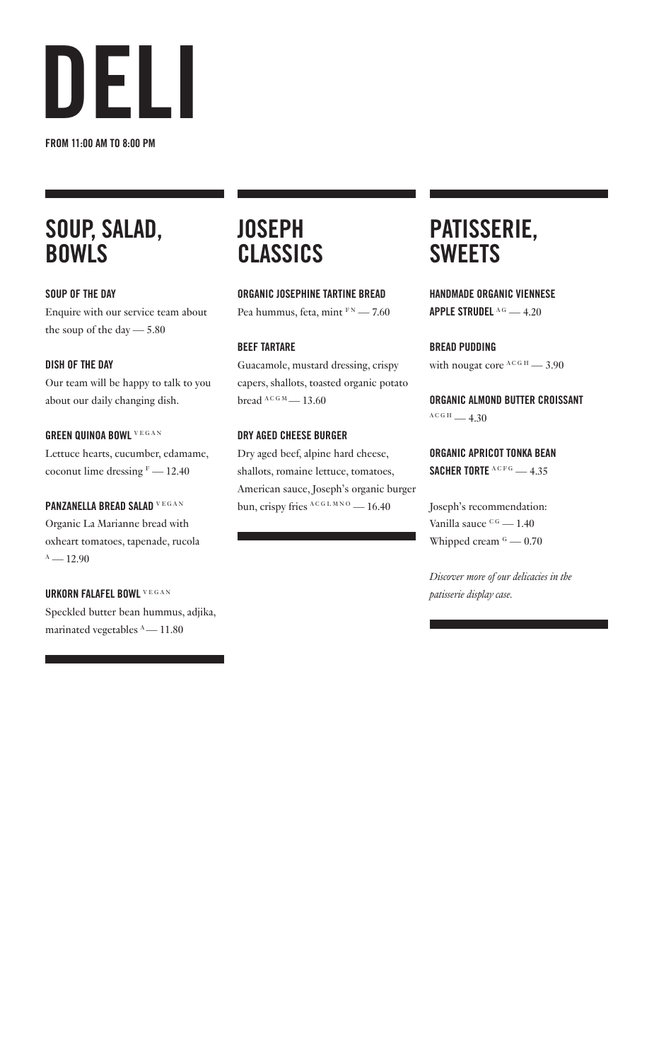# DELI

**FROM 11:00 AM TO 8:00 PM**

## SOUP, SALAD, BOWLS

**SOUP OF THE DAY**
Enquire with our service team about the soup of the day — 5.80

**DISH OF THE DAY**
Our team will be happy to talk to you about our daily changing dish.

**GREEN QUINOA BOWL** VEGAN
Lettuce hearts, cucumber, edamame, coconut lime dressing F — 12.40

**PANZANELLA BREAD SALAD** VEGAN
Organic La Marianne bread with oxheart tomatoes, tapenade, rucola A — 12.90

**URKORN FALAFEL BOWL** VEGAN
Speckled butter bean hummus, adjika, marinated vegetables A — 11.80

## JOSEPH CLASSICS

**ORGANIC JOSEPHINE TARTINE BREAD**
Pea hummus, feta, mint F N — 7.60

**BEEF TARTARE**
Guacamole, mustard dressing, crispy capers, shallots, toasted organic potato bread A C G M — 13.60

**DRY AGED CHEESE BURGER**
Dry aged beef, alpine hard cheese, shallots, romaine lettuce, tomatoes, American sauce, Joseph's organic burger bun, crispy fries A C G L M N O — 16.40

## PATISSERIE, SWEETS

**HANDMADE ORGANIC VIENNESE APPLE STRUDEL** A G — 4.20

**BREAD PUDDING**
with nougat core A C G H — 3.90

**ORGANIC ALMOND BUTTER CROISSANT**
A C G H — 4.30

**ORGANIC APRICOT TONKA BEAN SACHER TORTE** A C F G — 4.35

Joseph's recommendation:
Vanilla sauce C G — 1.40
Whipped cream G — 0.70

*Discover more of our delicacies in the patisserie display case.*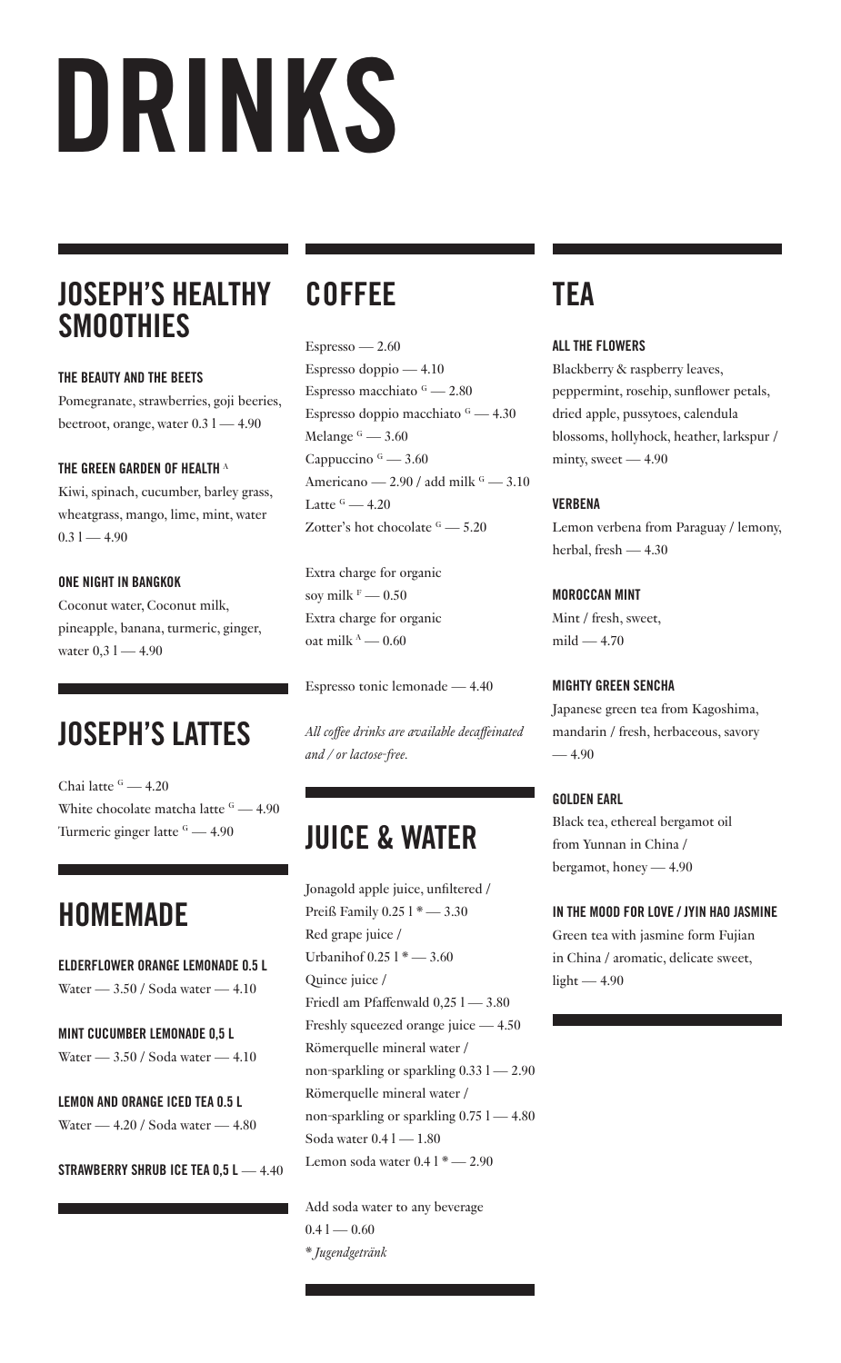# DRINKS

## JOSEPH'S HEALTHY SMOOTHIES

### THE BEAUTY AND THE BEETS

Pomegranate, strawberries, goji beeries, beetroot, orange, water 0.3 l — 4.90

### THE GREEN GARDEN OF HEALTH [A]

Kiwi, spinach, cucumber, barley grass, wheatgrass, mango, lime, mint, water 0.3 l — 4.90

### ONE NIGHT IN BANGKOK

Coconut water, Coconut milk, pineapple, banana, turmeric, ginger, water 0,3 l — 4.90

## JOSEPH'S LATTES

Chai latte [G] — 4.20
White chocolate matcha latte [G] — 4.90
Turmeric ginger latte [G] — 4.90

## HOMEMADE

### ELDERFLOWER ORANGE LEMONADE 0.5 L

Water — 3.50 / Soda water — 4.10

### MINT CUCUMBER LEMONADE 0,5 L

Water — 3.50 / Soda water — 4.10

### LEMON AND ORANGE ICED TEA 0.5 L

Water — 4.20 / Soda water — 4.80

**STRAWBERRY SHRUB ICE TEA 0,5 L** — 4.40

## COFFEE

Espresso — 2.60
Espresso doppio — 4.10
Espresso macchiato [G] — 2.80
Espresso doppio macchiato [G] — 4.30
Melange [G] — 3.60
Cappuccino [G] — 3.60
Americano — 2.90 / add milk [G] — 3.10
Latte [G] — 4.20
Zotter's hot chocolate [G] — 5.20

Extra charge for organic soy milk [F] — 0.50
Extra charge for organic oat milk [A] — 0.60

Espresso tonic lemonade — 4.40

*All coffee drinks are available decaffeinated and / or lactose-free.*

## JUICE & WATER

Jonagold apple juice, unfiltered / Preiß Family 0.25 l * — 3.30
Red grape juice / Urbanihof 0.25 l * — 3.60
Quince juice / Friedl am Pfaffenwald 0,25 l — 3.80
Freshly squeezed orange juice — 4.50
Römerquelle mineral water / non-sparkling or sparkling 0.33 l — 2.90
Römerquelle mineral water / non-sparkling or sparkling 0.75 l — 4.80
Soda water 0.4 l — 1.80
Lemon soda water 0.4 l * — 2.90

Add soda water to any beverage 0.4 l — 0.60
*\* Jugendgetränk*

## TEA

### ALL THE FLOWERS

Blackberry & raspberry leaves, peppermint, rosehip, sunflower petals, dried apple, pussytoes, calendula blossoms, hollyhock, heather, larkspur / minty, sweet — 4.90

### VERBENA

Lemon verbena from Paraguay / lemony, herbal, fresh — 4.30

### MOROCCAN MINT

Mint / fresh, sweet, mild — 4.70

### MIGHTY GREEN SENCHA

Japanese green tea from Kagoshima, mandarin / fresh, herbaceous, savory — 4.90

### GOLDEN EARL

Black tea, ethereal bergamot oil from Yunnan in China / bergamot, honey — 4.90

### IN THE MOOD FOR LOVE / JYIN HAO JASMINE

Green tea with jasmine form Fujian in China / aromatic, delicate sweet, light — 4.90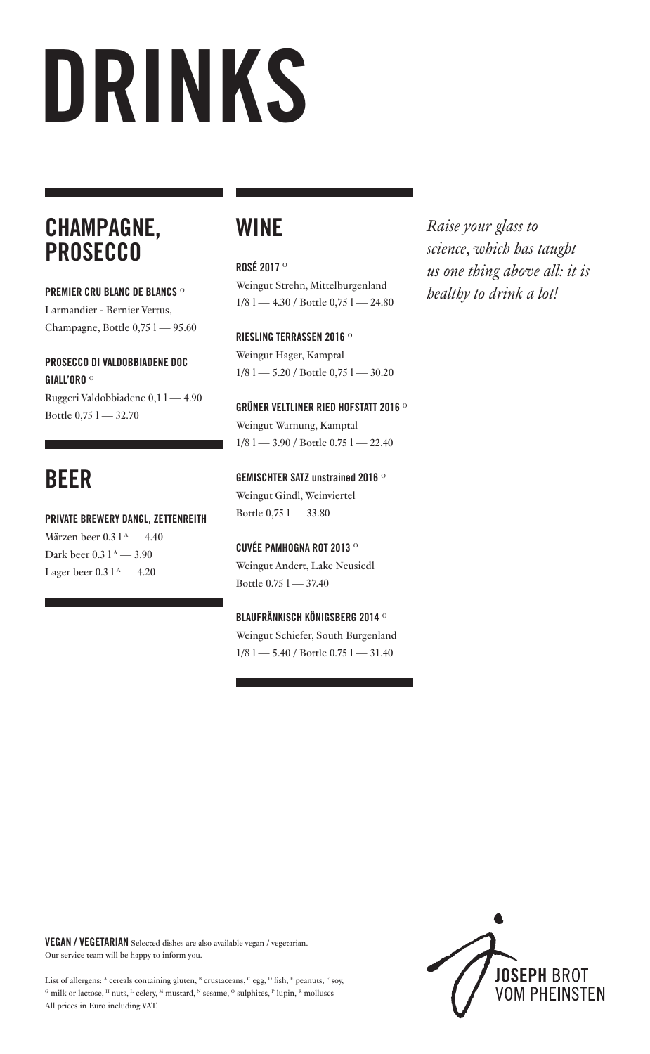# DRINKS

## CHAMPAGNE, PROSECCO

**PREMIER CRU BLANC DE BLANCS** [O]
Larmandier - Bernier Vertus,
Champagne, Bottle 0,75 l — 95.60

**PROSECCO DI VALDOBBIADENE DOC GIALL'ORO** [O]
Ruggeri Valdobbiadene 0,1 l — 4.90
Bottle 0,75 l — 32.70

## BEER

**PRIVATE BREWERY DANGL, ZETTENREITH**
Märzen beer 0.3 l [A] — 4.40
Dark beer 0.3 l [A] — 3.90
Lager beer 0.3 l [A] — 4.20

## WINE

**ROSÉ 2017** [O]
Weingut Strehn, Mittelburgenland
1/8 l — 4.30 / Bottle 0,75 l — 24.80

**RIESLING TERRASSEN 2016** [O]
Weingut Hager, Kamptal
1/8 l — 5.20 / Bottle 0,75 l — 30.20

**GRÜNER VELTLINER RIED HOFSTATT 2016** [O]
Weingut Warnung, Kamptal
1/8 l — 3.90 / Bottle 0.75 l — 22.40

**GEMISCHTER SATZ unstrained 2016** [O]
Weingut Gindl, Weinviertel
Bottle 0,75 l — 33.80

**CUVÉE PAMHOGNA ROT 2013** [O]
Weingut Andert, Lake Neusiedl
Bottle 0.75 l — 37.40

**BLAUFRÄNKISCH KÖNIGSBERG 2014** [O]
Weingut Schiefer, South Burgenland
1/8 l — 5.40 / Bottle 0.75 l — 31.40

*Raise your glass to science, which has taught us one thing above all: it is healthy to drink a lot!*

**VEGAN / VEGETARIAN** Selected dishes are also available vegan / vegetarian.
Our service team will be happy to inform you.

List of allergens: [A] cereals containing gluten, [B] crustaceans, [C] egg, [D] fish, [E] peanuts, [F] soy, [G] milk or lactose, [H] nuts, [L] celery, [M] mustard, [N] sesame, [O] sulphites, [P] lupin, [R] molluscs
All prices in Euro including VAT.

**JOSEPH** BROT
VOM PHEINSTEN